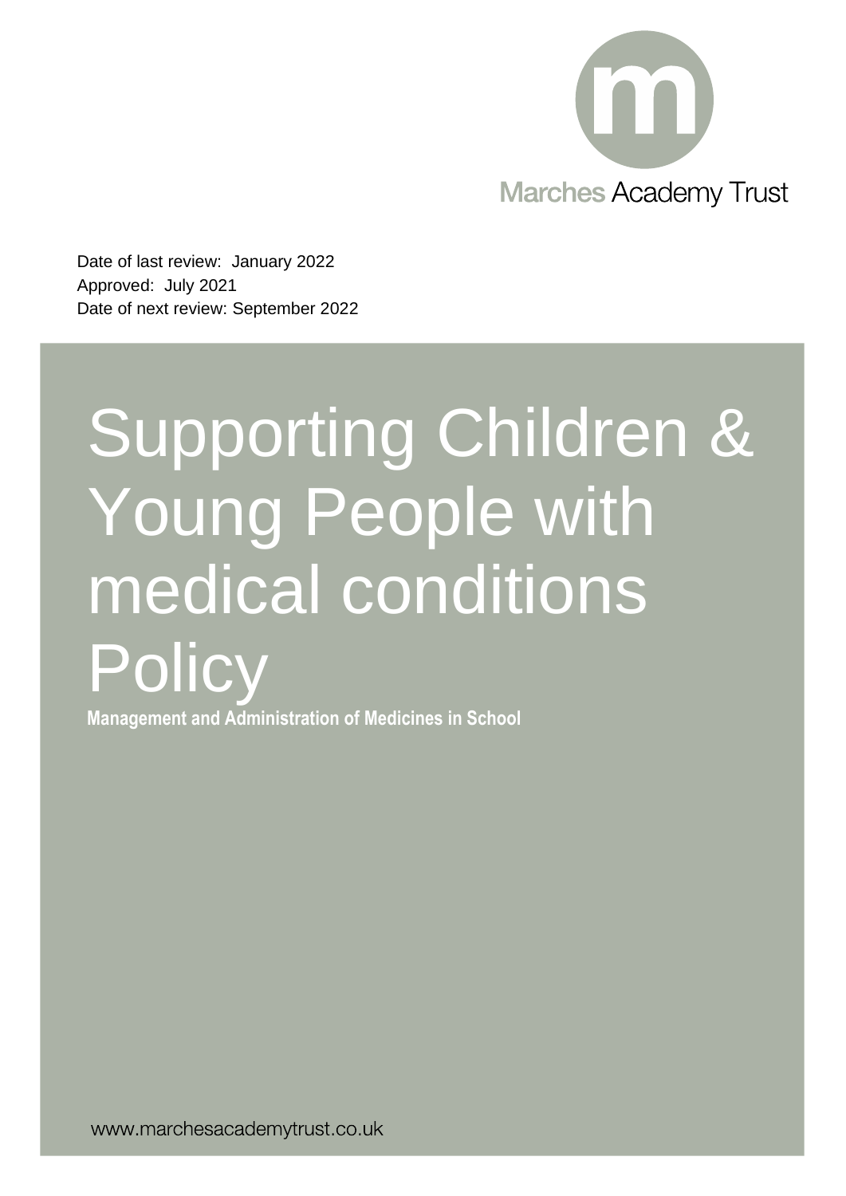Marches Academy Trust

Date of last review: January 2022
Approved: July 2021
Date of next review: September 2022

# Supporting Children & Young People with medical conditions Policy

**Management and Administration of Medicines in School**

www.marchesacademytrust.co.uk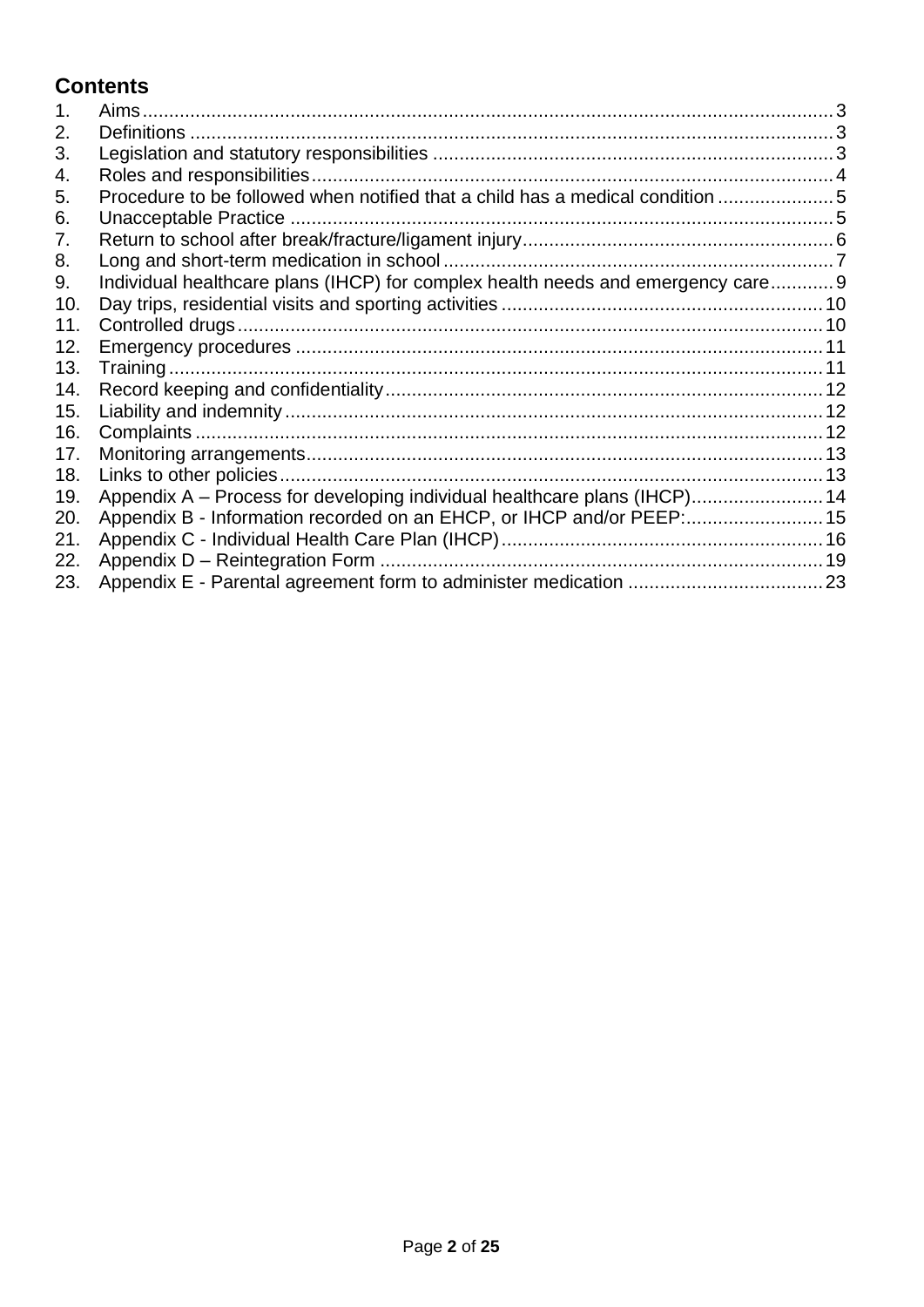## Contents

1. Aims ..... 3
2. Definitions ..... 3
3. Legislation and statutory responsibilities ..... 3
4. Roles and responsibilities ..... 4
5. Procedure to be followed when notified that a child has a medical condition ..... 5
6. Unacceptable Practice ..... 5
7. Return to school after break/fracture/ligament injury ..... 6
8. Long and short-term medication in school ..... 7
9. Individual healthcare plans (IHCP) for complex health needs and emergency care ..... 9
10. Day trips, residential visits and sporting activities ..... 10
11. Controlled drugs ..... 10
12. Emergency procedures ..... 11
13. Training ..... 11
14. Record keeping and confidentiality ..... 12
15. Liability and indemnity ..... 12
16. Complaints ..... 12
17. Monitoring arrangements ..... 13
18. Links to other policies ..... 13
19. Appendix A – Process for developing individual healthcare plans (IHCP) ..... 14
20. Appendix B - Information recorded on an EHCP, or IHCP and/or PEEP: ..... 15
21. Appendix C - Individual Health Care Plan (IHCP) ..... 16
22. Appendix D – Reintegration Form ..... 19
23. Appendix E - Parental agreement form to administer medication ..... 23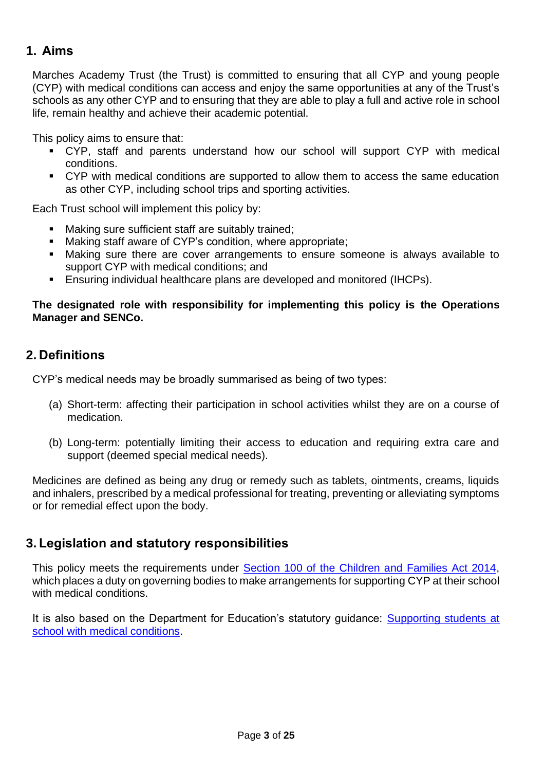## 1. Aims

Marches Academy Trust (the Trust) is committed to ensuring that all CYP and young people (CYP) with medical conditions can access and enjoy the same opportunities at any of the Trust's schools as any other CYP and to ensuring that they are able to play a full and active role in school life, remain healthy and achieve their academic potential.

This policy aims to ensure that:

- CYP, staff and parents understand how our school will support CYP with medical conditions.
- CYP with medical conditions are supported to allow them to access the same education as other CYP, including school trips and sporting activities.

Each Trust school will implement this policy by:

- Making sure sufficient staff are suitably trained;
- Making staff aware of CYP's condition, where appropriate;
- Making sure there are cover arrangements to ensure someone is always available to support CYP with medical conditions; and
- Ensuring individual healthcare plans are developed and monitored (IHCPs).

**The designated role with responsibility for implementing this policy is the Operations Manager and SENCo.**

## 2. Definitions

CYP's medical needs may be broadly summarised as being of two types:

(a) Short-term: affecting their participation in school activities whilst they are on a course of medication.

(b) Long-term: potentially limiting their access to education and requiring extra care and support (deemed special medical needs).

Medicines are defined as being any drug or remedy such as tablets, ointments, creams, liquids and inhalers, prescribed by a medical professional for treating, preventing or alleviating symptoms or for remedial effect upon the body.

## 3. Legislation and statutory responsibilities

This policy meets the requirements under [Section 100 of the Children and Families Act 2014](), which places a duty on governing bodies to make arrangements for supporting CYP at their school with medical conditions.

It is also based on the Department for Education's statutory guidance: [Supporting students at school with medical conditions]().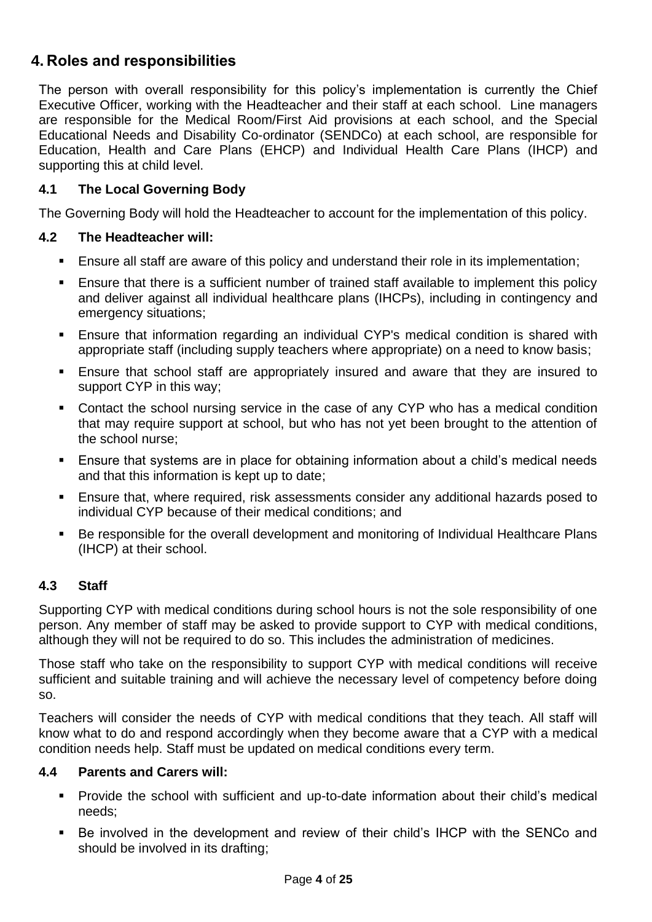## 4. Roles and responsibilities

The person with overall responsibility for this policy's implementation is currently the Chief Executive Officer, working with the Headteacher and their staff at each school. Line managers are responsible for the Medical Room/First Aid provisions at each school, and the Special Educational Needs and Disability Co-ordinator (SENDCo) at each school, are responsible for Education, Health and Care Plans (EHCP) and Individual Health Care Plans (IHCP) and supporting this at child level.

### 4.1 The Local Governing Body

The Governing Body will hold the Headteacher to account for the implementation of this policy.

### 4.2 The Headteacher will:

- Ensure all staff are aware of this policy and understand their role in its implementation;
- Ensure that there is a sufficient number of trained staff available to implement this policy and deliver against all individual healthcare plans (IHCPs), including in contingency and emergency situations;
- Ensure that information regarding an individual CYP's medical condition is shared with appropriate staff (including supply teachers where appropriate) on a need to know basis;
- Ensure that school staff are appropriately insured and aware that they are insured to support CYP in this way;
- Contact the school nursing service in the case of any CYP who has a medical condition that may require support at school, but who has not yet been brought to the attention of the school nurse;
- Ensure that systems are in place for obtaining information about a child's medical needs and that this information is kept up to date;
- Ensure that, where required, risk assessments consider any additional hazards posed to individual CYP because of their medical conditions; and
- Be responsible for the overall development and monitoring of Individual Healthcare Plans (IHCP) at their school.

### 4.3 Staff

Supporting CYP with medical conditions during school hours is not the sole responsibility of one person. Any member of staff may be asked to provide support to CYP with medical conditions, although they will not be required to do so. This includes the administration of medicines.

Those staff who take on the responsibility to support CYP with medical conditions will receive sufficient and suitable training and will achieve the necessary level of competency before doing so.

Teachers will consider the needs of CYP with medical conditions that they teach. All staff will know what to do and respond accordingly when they become aware that a CYP with a medical condition needs help. Staff must be updated on medical conditions every term.

### 4.4 Parents and Carers will:

- Provide the school with sufficient and up-to-date information about their child's medical needs;
- Be involved in the development and review of their child's IHCP with the SENCo and should be involved in its drafting;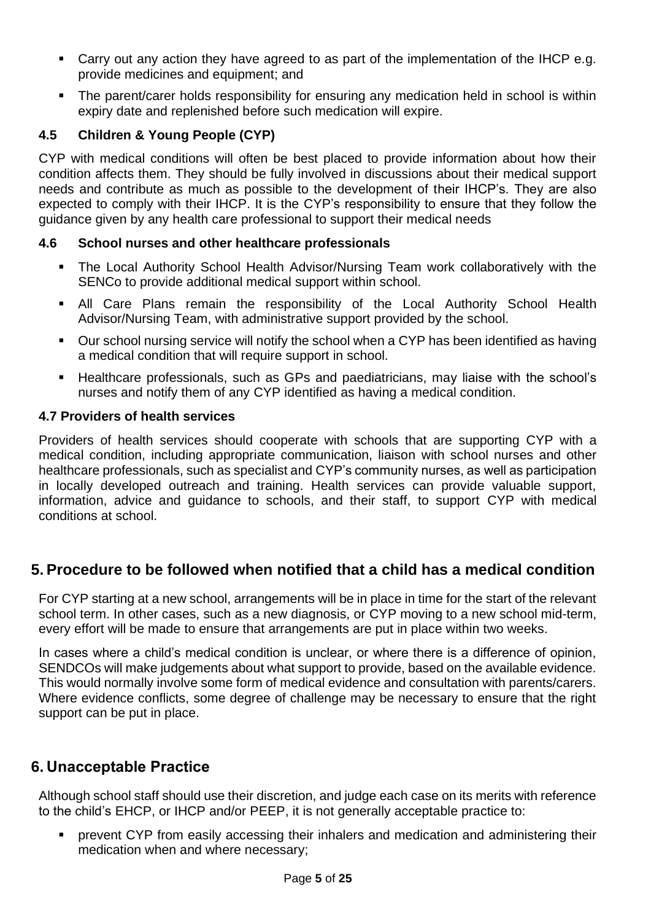- Carry out any action they have agreed to as part of the implementation of the IHCP e.g. provide medicines and equipment; and
- The parent/carer holds responsibility for ensuring any medication held in school is within expiry date and replenished before such medication will expire.

### 4.5 Children & Young People (CYP)

CYP with medical conditions will often be best placed to provide information about how their condition affects them. They should be fully involved in discussions about their medical support needs and contribute as much as possible to the development of their IHCP's. They are also expected to comply with their IHCP. It is the CYP's responsibility to ensure that they follow the guidance given by any health care professional to support their medical needs

### 4.6 School nurses and other healthcare professionals

- The Local Authority School Health Advisor/Nursing Team work collaboratively with the SENCo to provide additional medical support within school.
- All Care Plans remain the responsibility of the Local Authority School Health Advisor/Nursing Team, with administrative support provided by the school.
- Our school nursing service will notify the school when a CYP has been identified as having a medical condition that will require support in school.
- Healthcare professionals, such as GPs and paediatricians, may liaise with the school's nurses and notify them of any CYP identified as having a medical condition.

### 4.7 Providers of health services

Providers of health services should cooperate with schools that are supporting CYP with a medical condition, including appropriate communication, liaison with school nurses and other healthcare professionals, such as specialist and CYP's community nurses, as well as participation in locally developed outreach and training. Health services can provide valuable support, information, advice and guidance to schools, and their staff, to support CYP with medical conditions at school.

## 5. Procedure to be followed when notified that a child has a medical condition

For CYP starting at a new school, arrangements will be in place in time for the start of the relevant school term. In other cases, such as a new diagnosis, or CYP moving to a new school mid-term, every effort will be made to ensure that arrangements are put in place within two weeks.

In cases where a child's medical condition is unclear, or where there is a difference of opinion, SENDCOs will make judgements about what support to provide, based on the available evidence. This would normally involve some form of medical evidence and consultation with parents/carers. Where evidence conflicts, some degree of challenge may be necessary to ensure that the right support can be put in place.

## 6. Unacceptable Practice

Although school staff should use their discretion, and judge each case on its merits with reference to the child's EHCP, or IHCP and/or PEEP, it is not generally acceptable practice to:

- prevent CYP from easily accessing their inhalers and medication and administering their medication when and where necessary;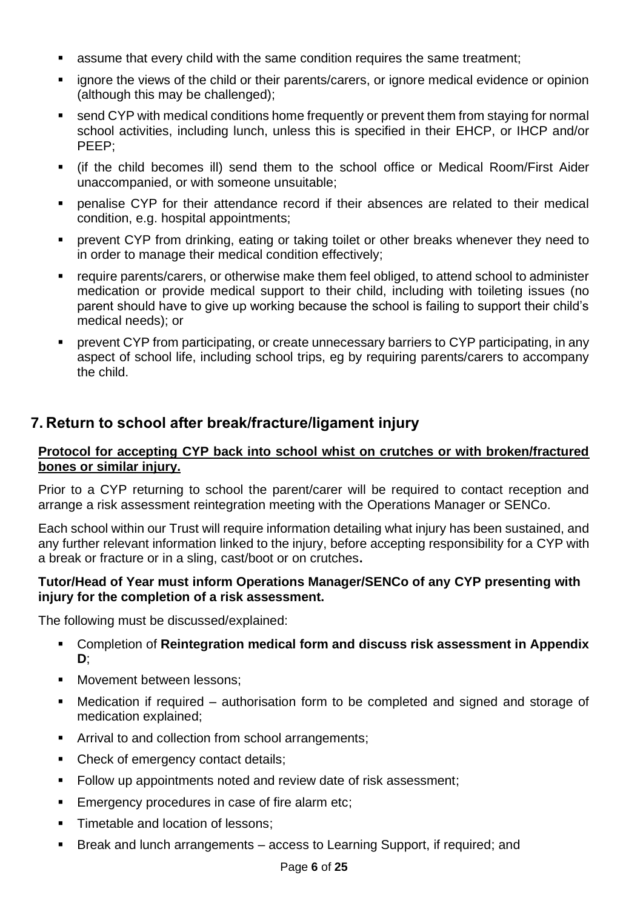- assume that every child with the same condition requires the same treatment;
- ignore the views of the child or their parents/carers, or ignore medical evidence or opinion (although this may be challenged);
- send CYP with medical conditions home frequently or prevent them from staying for normal school activities, including lunch, unless this is specified in their EHCP, or IHCP and/or PEEP;
- (if the child becomes ill) send them to the school office or Medical Room/First Aider unaccompanied, or with someone unsuitable;
- penalise CYP for their attendance record if their absences are related to their medical condition, e.g. hospital appointments;
- prevent CYP from drinking, eating or taking toilet or other breaks whenever they need to in order to manage their medical condition effectively;
- require parents/carers, or otherwise make them feel obliged, to attend school to administer medication or provide medical support to their child, including with toileting issues (no parent should have to give up working because the school is failing to support their child's medical needs); or
- prevent CYP from participating, or create unnecessary barriers to CYP participating, in any aspect of school life, including school trips, eg by requiring parents/carers to accompany the child.

## 7. Return to school after break/fracture/ligament injury

**Protocol for accepting CYP back into school whist on crutches or with broken/fractured bones or similar injury.**

Prior to a CYP returning to school the parent/carer will be required to contact reception and arrange a risk assessment reintegration meeting with the Operations Manager or SENCo.

Each school within our Trust will require information detailing what injury has been sustained, and any further relevant information linked to the injury, before accepting responsibility for a CYP with a break or fracture or in a sling, cast/boot or on crutches**.**

**Tutor/Head of Year must inform Operations Manager/SENCo of any CYP presenting with injury for the completion of a risk assessment.**

The following must be discussed/explained:

- Completion of **Reintegration medical form and discuss risk assessment in Appendix D**;
- Movement between lessons;
- Medication if required – authorisation form to be completed and signed and storage of medication explained;
- Arrival to and collection from school arrangements;
- Check of emergency contact details;
- Follow up appointments noted and review date of risk assessment;
- Emergency procedures in case of fire alarm etc;
- Timetable and location of lessons;
- Break and lunch arrangements – access to Learning Support, if required; and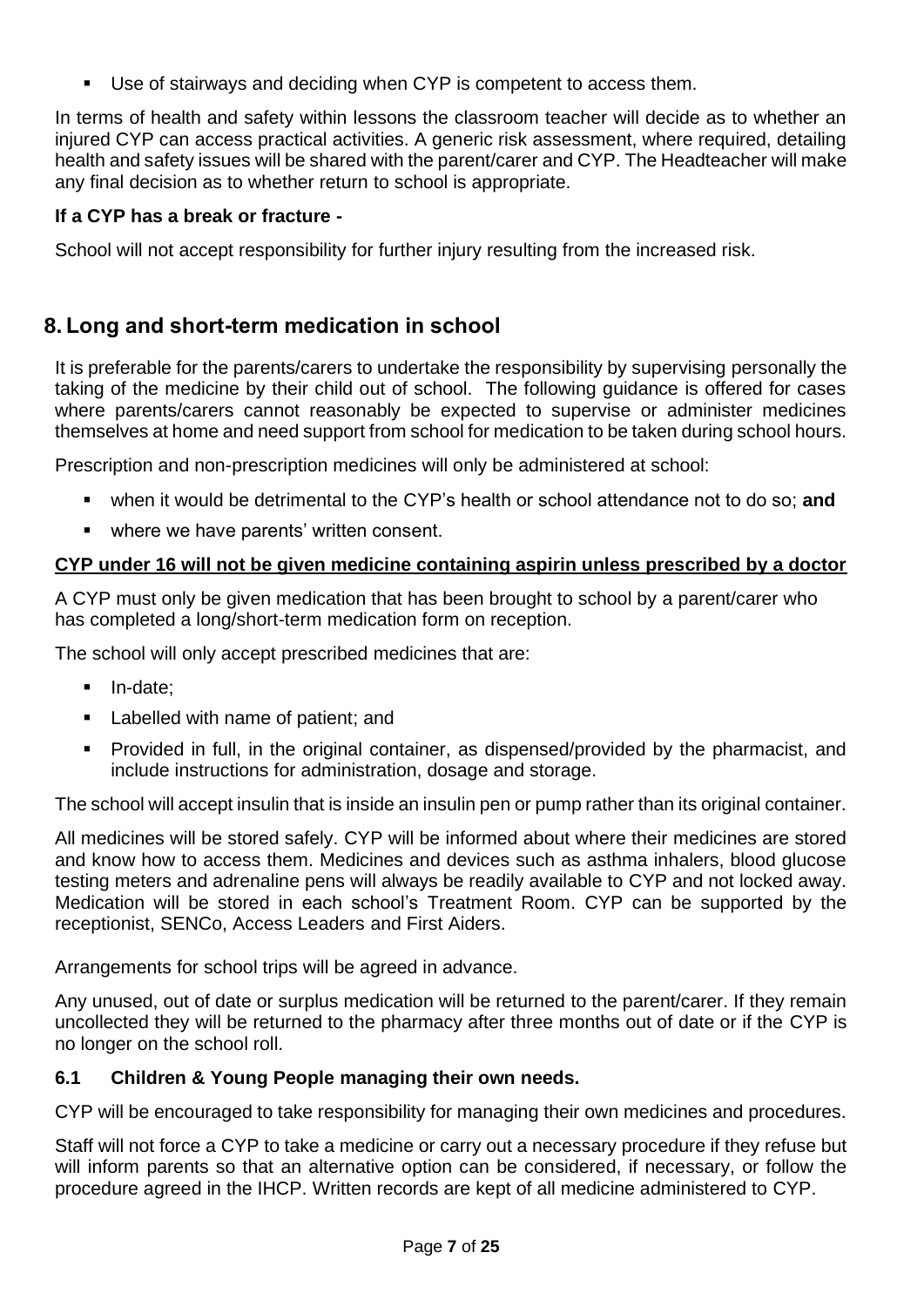- Use of stairways and deciding when CYP is competent to access them.

In terms of health and safety within lessons the classroom teacher will decide as to whether an injured CYP can access practical activities. A generic risk assessment, where required, detailing health and safety issues will be shared with the parent/carer and CYP. The Headteacher will make any final decision as to whether return to school is appropriate.

**If a CYP has a break or fracture -**

School will not accept responsibility for further injury resulting from the increased risk.

## 8. Long and short-term medication in school

It is preferable for the parents/carers to undertake the responsibility by supervising personally the taking of the medicine by their child out of school. The following guidance is offered for cases where parents/carers cannot reasonably be expected to supervise or administer medicines themselves at home and need support from school for medication to be taken during school hours.

Prescription and non-prescription medicines will only be administered at school:

- when it would be detrimental to the CYP's health or school attendance not to do so; **and**
- where we have parents' written consent.

**CYP under 16 will not be given medicine containing aspirin unless prescribed by a doctor**

A CYP must only be given medication that has been brought to school by a parent/carer who has completed a long/short-term medication form on reception.

The school will only accept prescribed medicines that are:

- In-date;
- Labelled with name of patient; and
- Provided in full, in the original container, as dispensed/provided by the pharmacist, and include instructions for administration, dosage and storage.

The school will accept insulin that is inside an insulin pen or pump rather than its original container.

All medicines will be stored safely. CYP will be informed about where their medicines are stored and know how to access them. Medicines and devices such as asthma inhalers, blood glucose testing meters and adrenaline pens will always be readily available to CYP and not locked away. Medication will be stored in each school's Treatment Room. CYP can be supported by the receptionist, SENCo, Access Leaders and First Aiders.

Arrangements for school trips will be agreed in advance.

Any unused, out of date or surplus medication will be returned to the parent/carer. If they remain uncollected they will be returned to the pharmacy after three months out of date or if the CYP is no longer on the school roll.

### 6.1 Children & Young People managing their own needs.

CYP will be encouraged to take responsibility for managing their own medicines and procedures.

Staff will not force a CYP to take a medicine or carry out a necessary procedure if they refuse but will inform parents so that an alternative option can be considered, if necessary, or follow the procedure agreed in the IHCP. Written records are kept of all medicine administered to CYP.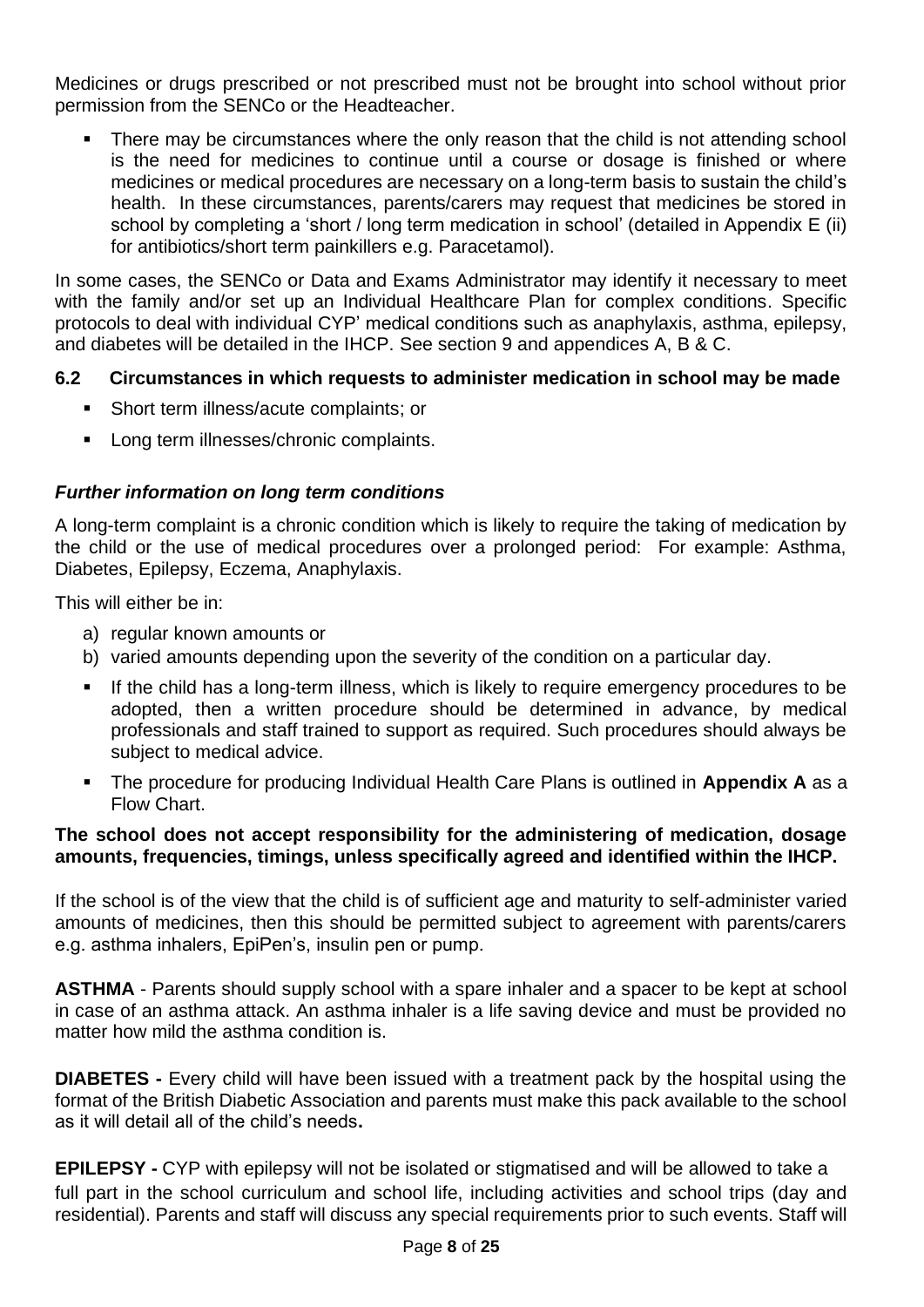Medicines or drugs prescribed or not prescribed must not be brought into school without prior permission from the SENCo or the Headteacher.

- There may be circumstances where the only reason that the child is not attending school is the need for medicines to continue until a course or dosage is finished or where medicines or medical procedures are necessary on a long-term basis to sustain the child's health. In these circumstances, parents/carers may request that medicines be stored in school by completing a 'short / long term medication in school' (detailed in Appendix E (ii) for antibiotics/short term painkillers e.g. Paracetamol).

In some cases, the SENCo or Data and Exams Administrator may identify it necessary to meet with the family and/or set up an Individual Healthcare Plan for complex conditions. Specific protocols to deal with individual CYP' medical conditions such as anaphylaxis, asthma, epilepsy, and diabetes will be detailed in the IHCP. See section 9 and appendices A, B & C.

### 6.2 Circumstances in which requests to administer medication in school may be made

- Short term illness/acute complaints; or
- Long term illnesses/chronic complaints.

#### *Further information on long term conditions*

A long-term complaint is a chronic condition which is likely to require the taking of medication by the child or the use of medical procedures over a prolonged period: For example: Asthma, Diabetes, Epilepsy, Eczema, Anaphylaxis.

This will either be in:

a) regular known amounts or
b) varied amounts depending upon the severity of the condition on a particular day.

- If the child has a long-term illness, which is likely to require emergency procedures to be adopted, then a written procedure should be determined in advance, by medical professionals and staff trained to support as required. Such procedures should always be subject to medical advice.
- The procedure for producing Individual Health Care Plans is outlined in **Appendix A** as a Flow Chart.

**The school does not accept responsibility for the administering of medication, dosage amounts, frequencies, timings, unless specifically agreed and identified within the IHCP.**

If the school is of the view that the child is of sufficient age and maturity to self-administer varied amounts of medicines, then this should be permitted subject to agreement with parents/carers e.g. asthma inhalers, EpiPen's, insulin pen or pump.

**ASTHMA** - Parents should supply school with a spare inhaler and a spacer to be kept at school in case of an asthma attack. An asthma inhaler is a life saving device and must be provided no matter how mild the asthma condition is.

**DIABETES -** Every child will have been issued with a treatment pack by the hospital using the format of the British Diabetic Association and parents must make this pack available to the school as it will detail all of the child's needs**.**

**EPILEPSY -** CYP with epilepsy will not be isolated or stigmatised and will be allowed to take a full part in the school curriculum and school life, including activities and school trips (day and residential). Parents and staff will discuss any special requirements prior to such events. Staff will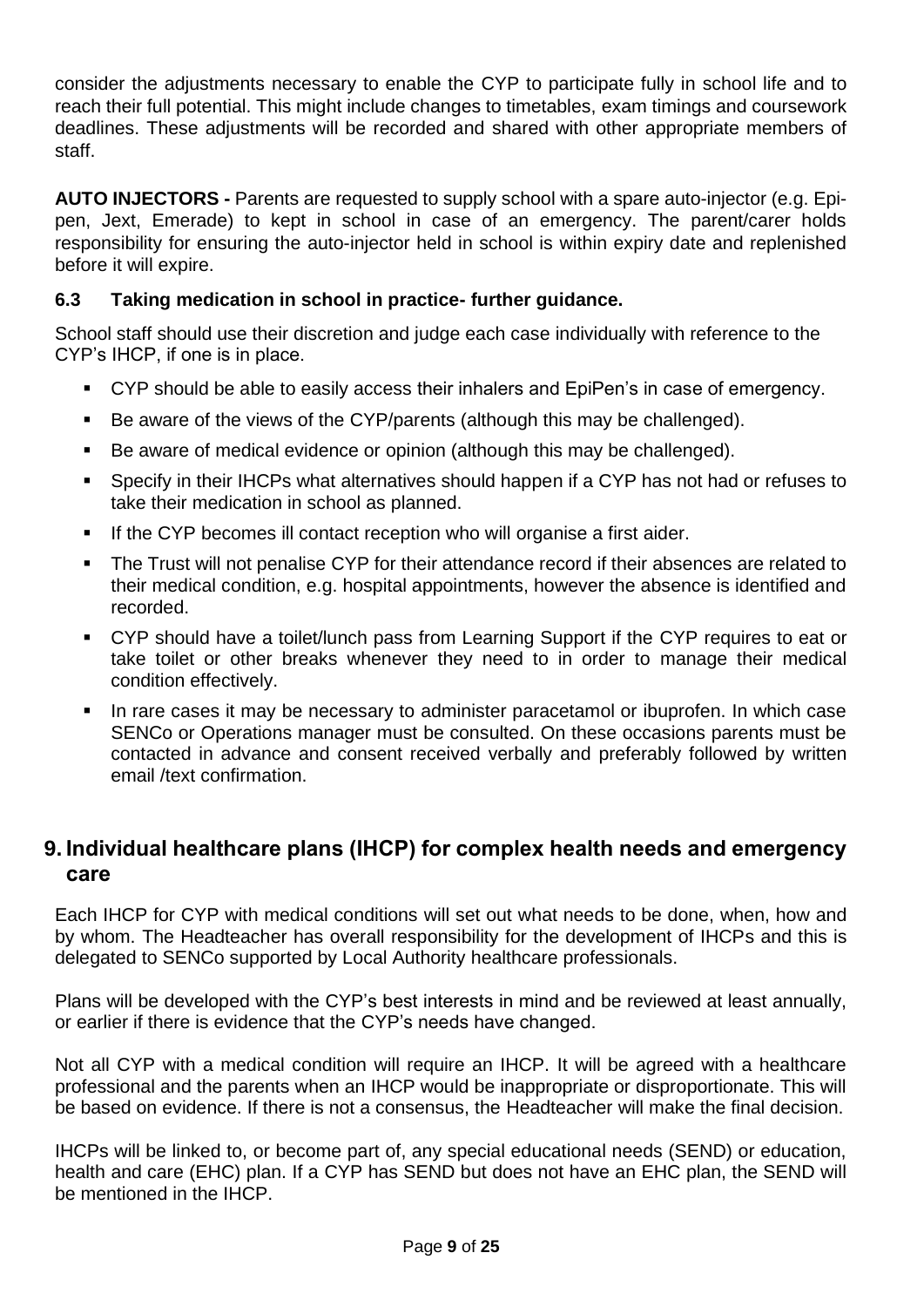consider the adjustments necessary to enable the CYP to participate fully in school life and to reach their full potential. This might include changes to timetables, exam timings and coursework deadlines. These adjustments will be recorded and shared with other appropriate members of staff.

**AUTO INJECTORS -** Parents are requested to supply school with a spare auto-injector (e.g. Epi-pen, Jext, Emerade) to kept in school in case of an emergency. The parent/carer holds responsibility for ensuring the auto-injector held in school is within expiry date and replenished before it will expire.

### 6.3 Taking medication in school in practice- further guidance.

School staff should use their discretion and judge each case individually with reference to the CYP's IHCP, if one is in place.

- CYP should be able to easily access their inhalers and EpiPen's in case of emergency.
- Be aware of the views of the CYP/parents (although this may be challenged).
- Be aware of medical evidence or opinion (although this may be challenged).
- Specify in their IHCPs what alternatives should happen if a CYP has not had or refuses to take their medication in school as planned.
- If the CYP becomes ill contact reception who will organise a first aider.
- The Trust will not penalise CYP for their attendance record if their absences are related to their medical condition, e.g. hospital appointments, however the absence is identified and recorded.
- CYP should have a toilet/lunch pass from Learning Support if the CYP requires to eat or take toilet or other breaks whenever they need to in order to manage their medical condition effectively.
- In rare cases it may be necessary to administer paracetamol or ibuprofen. In which case SENCo or Operations manager must be consulted. On these occasions parents must be contacted in advance and consent received verbally and preferably followed by written email /text confirmation.

## 9. Individual healthcare plans (IHCP) for complex health needs and emergency care

Each IHCP for CYP with medical conditions will set out what needs to be done, when, how and by whom. The Headteacher has overall responsibility for the development of IHCPs and this is delegated to SENCo supported by Local Authority healthcare professionals.

Plans will be developed with the CYP's best interests in mind and be reviewed at least annually, or earlier if there is evidence that the CYP's needs have changed.

Not all CYP with a medical condition will require an IHCP. It will be agreed with a healthcare professional and the parents when an IHCP would be inappropriate or disproportionate. This will be based on evidence. If there is not a consensus, the Headteacher will make the final decision.

IHCPs will be linked to, or become part of, any special educational needs (SEND) or education, health and care (EHC) plan. If a CYP has SEND but does not have an EHC plan, the SEND will be mentioned in the IHCP.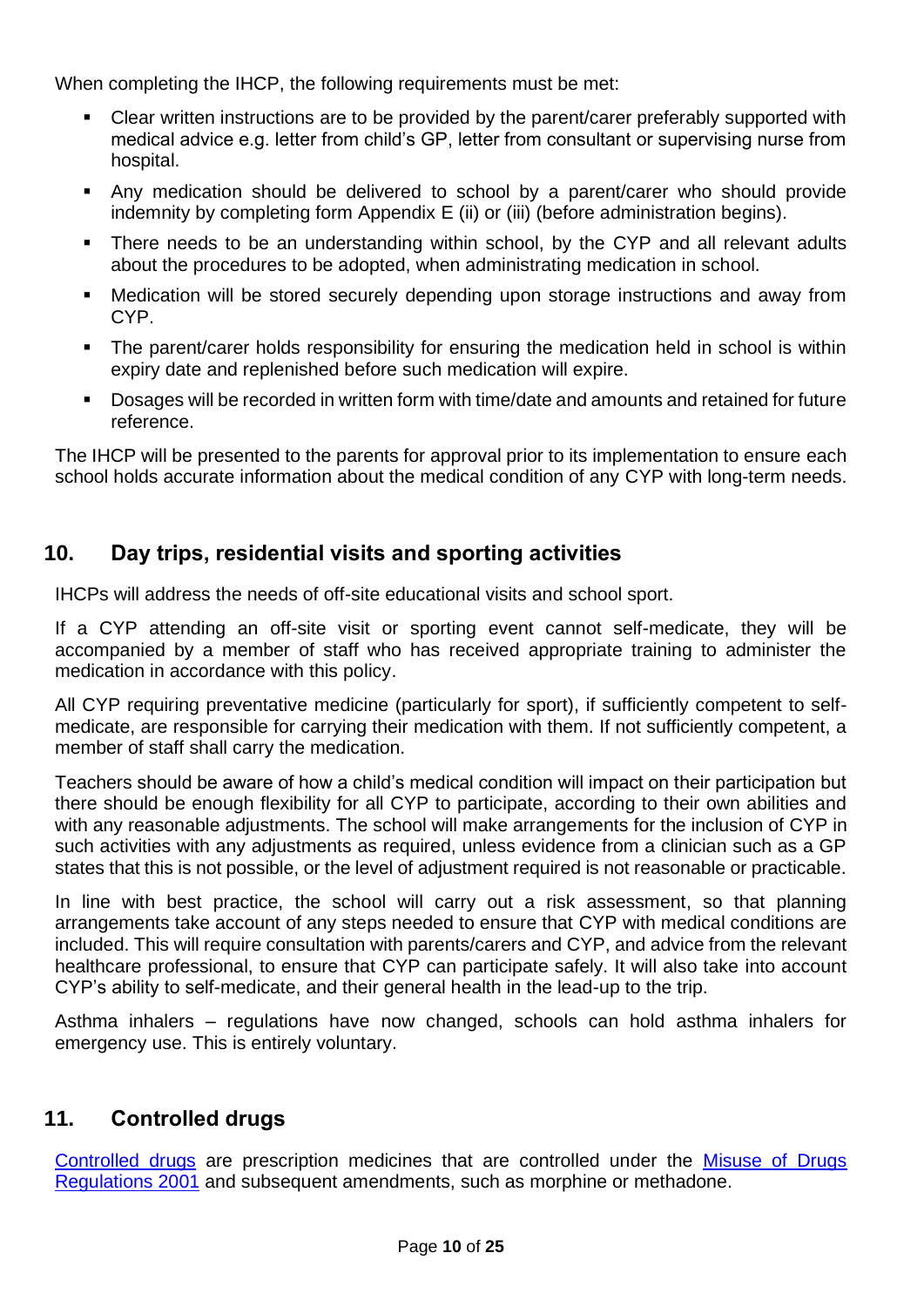When completing the IHCP, the following requirements must be met:

- Clear written instructions are to be provided by the parent/carer preferably supported with medical advice e.g. letter from child's GP, letter from consultant or supervising nurse from hospital.
- Any medication should be delivered to school by a parent/carer who should provide indemnity by completing form Appendix E (ii) or (iii) (before administration begins).
- There needs to be an understanding within school, by the CYP and all relevant adults about the procedures to be adopted, when administrating medication in school.
- Medication will be stored securely depending upon storage instructions and away from CYP.
- The parent/carer holds responsibility for ensuring the medication held in school is within expiry date and replenished before such medication will expire.
- Dosages will be recorded in written form with time/date and amounts and retained for future reference.

The IHCP will be presented to the parents for approval prior to its implementation to ensure each school holds accurate information about the medical condition of any CYP with long-term needs.

## 10. Day trips, residential visits and sporting activities

IHCPs will address the needs of off-site educational visits and school sport.

If a CYP attending an off-site visit or sporting event cannot self-medicate, they will be accompanied by a member of staff who has received appropriate training to administer the medication in accordance with this policy.

All CYP requiring preventative medicine (particularly for sport), if sufficiently competent to self-medicate, are responsible for carrying their medication with them. If not sufficiently competent, a member of staff shall carry the medication.

Teachers should be aware of how a child's medical condition will impact on their participation but there should be enough flexibility for all CYP to participate, according to their own abilities and with any reasonable adjustments. The school will make arrangements for the inclusion of CYP in such activities with any adjustments as required, unless evidence from a clinician such as a GP states that this is not possible, or the level of adjustment required is not reasonable or practicable.

In line with best practice, the school will carry out a risk assessment, so that planning arrangements take account of any steps needed to ensure that CYP with medical conditions are included. This will require consultation with parents/carers and CYP, and advice from the relevant healthcare professional, to ensure that CYP can participate safely. It will also take into account CYP's ability to self-medicate, and their general health in the lead-up to the trip.

Asthma inhalers – regulations have now changed, schools can hold asthma inhalers for emergency use. This is entirely voluntary.

## 11. Controlled drugs

Controlled drugs are prescription medicines that are controlled under the Misuse of Drugs Regulations 2001 and subsequent amendments, such as morphine or methadone.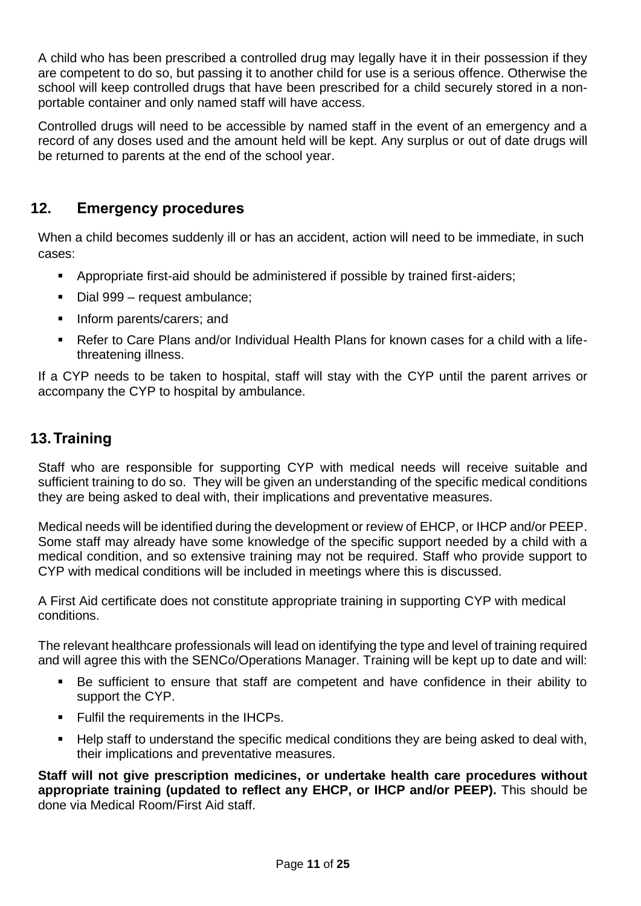A child who has been prescribed a controlled drug may legally have it in their possession if they are competent to do so, but passing it to another child for use is a serious offence. Otherwise the school will keep controlled drugs that have been prescribed for a child securely stored in a non-portable container and only named staff will have access.

Controlled drugs will need to be accessible by named staff in the event of an emergency and a record of any doses used and the amount held will be kept. Any surplus or out of date drugs will be returned to parents at the end of the school year.

## 12. Emergency procedures

When a child becomes suddenly ill or has an accident, action will need to be immediate, in such cases:

- Appropriate first-aid should be administered if possible by trained first-aiders;
- Dial 999 – request ambulance;
- Inform parents/carers; and
- Refer to Care Plans and/or Individual Health Plans for known cases for a child with a life-threatening illness.

If a CYP needs to be taken to hospital, staff will stay with the CYP until the parent arrives or accompany the CYP to hospital by ambulance.

## 13. Training

Staff who are responsible for supporting CYP with medical needs will receive suitable and sufficient training to do so. They will be given an understanding of the specific medical conditions they are being asked to deal with, their implications and preventative measures.

Medical needs will be identified during the development or review of EHCP, or IHCP and/or PEEP. Some staff may already have some knowledge of the specific support needed by a child with a medical condition, and so extensive training may not be required. Staff who provide support to CYP with medical conditions will be included in meetings where this is discussed.

A First Aid certificate does not constitute appropriate training in supporting CYP with medical conditions.

The relevant healthcare professionals will lead on identifying the type and level of training required and will agree this with the SENCo/Operations Manager. Training will be kept up to date and will:

- Be sufficient to ensure that staff are competent and have confidence in their ability to support the CYP.
- Fulfil the requirements in the IHCPs.
- Help staff to understand the specific medical conditions they are being asked to deal with, their implications and preventative measures.

**Staff will not give prescription medicines, or undertake health care procedures without appropriate training (updated to reflect any EHCP, or IHCP and/or PEEP).** This should be done via Medical Room/First Aid staff.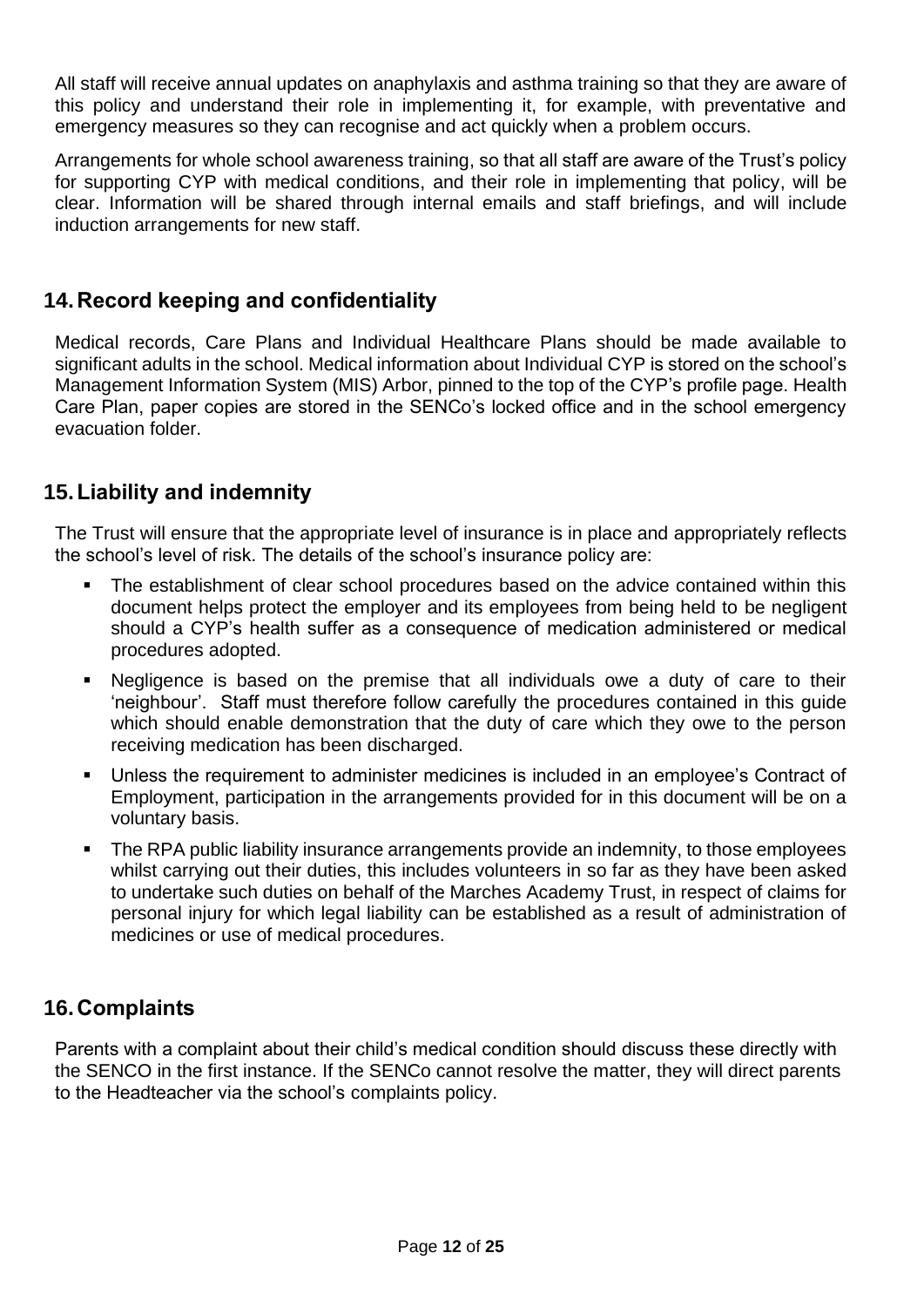All staff will receive annual updates on anaphylaxis and asthma training so that they are aware of this policy and understand their role in implementing it, for example, with preventative and emergency measures so they can recognise and act quickly when a problem occurs.

Arrangements for whole school awareness training, so that all staff are aware of the Trust's policy for supporting CYP with medical conditions, and their role in implementing that policy, will be clear. Information will be shared through internal emails and staff briefings, and will include induction arrangements for new staff.

## 14. Record keeping and confidentiality

Medical records, Care Plans and Individual Healthcare Plans should be made available to significant adults in the school. Medical information about Individual CYP is stored on the school's Management Information System (MIS) Arbor, pinned to the top of the CYP's profile page. Health Care Plan, paper copies are stored in the SENCo's locked office and in the school emergency evacuation folder.

## 15. Liability and indemnity

The Trust will ensure that the appropriate level of insurance is in place and appropriately reflects the school's level of risk. The details of the school's insurance policy are:

- The establishment of clear school procedures based on the advice contained within this document helps protect the employer and its employees from being held to be negligent should a CYP's health suffer as a consequence of medication administered or medical procedures adopted.
- Negligence is based on the premise that all individuals owe a duty of care to their 'neighbour'. Staff must therefore follow carefully the procedures contained in this guide which should enable demonstration that the duty of care which they owe to the person receiving medication has been discharged.
- Unless the requirement to administer medicines is included in an employee's Contract of Employment, participation in the arrangements provided for in this document will be on a voluntary basis.
- The RPA public liability insurance arrangements provide an indemnity, to those employees whilst carrying out their duties, this includes volunteers in so far as they have been asked to undertake such duties on behalf of the Marches Academy Trust, in respect of claims for personal injury for which legal liability can be established as a result of administration of medicines or use of medical procedures.

## 16. Complaints

Parents with a complaint about their child's medical condition should discuss these directly with the SENCO in the first instance. If the SENCo cannot resolve the matter, they will direct parents to the Headteacher via the school's complaints policy.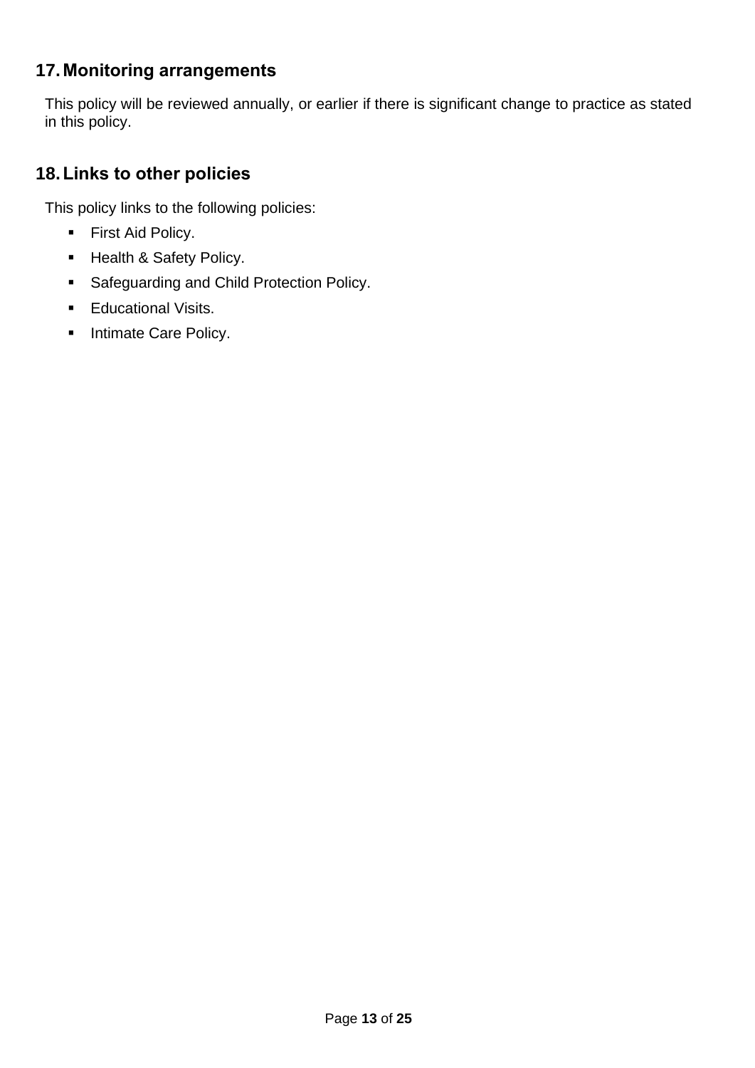## 17. Monitoring arrangements

This policy will be reviewed annually, or earlier if there is significant change to practice as stated in this policy.

## 18. Links to other policies

This policy links to the following policies:

- First Aid Policy.
- Health & Safety Policy.
- Safeguarding and Child Protection Policy.
- Educational Visits.
- Intimate Care Policy.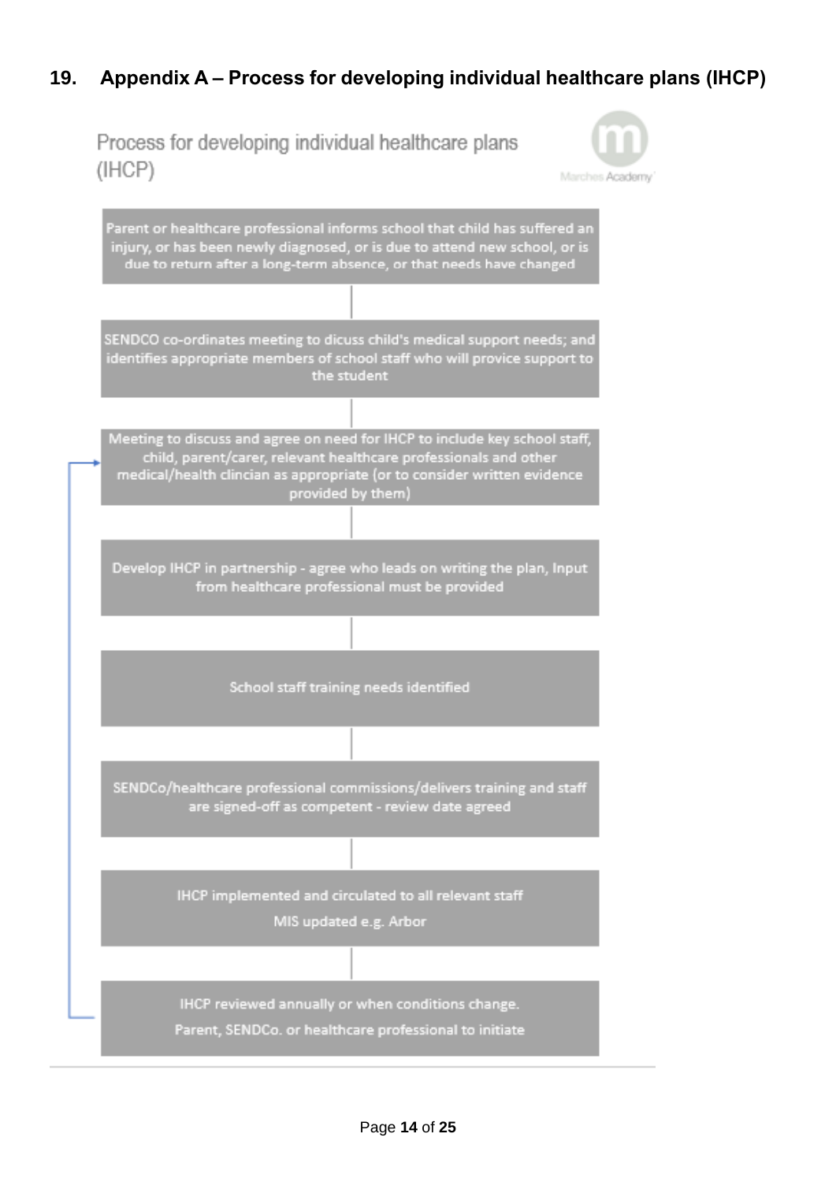## 19. Appendix A – Process for developing individual healthcare plans (IHCP)

Process for developing individual healthcare plans (IHCP)

Marches Academy

1. Parent or healthcare professional informs school that child has suffered an injury, or has been newly diagnosed, or is due to attend new school, or is due to return after a long-term absence, or that needs have changed
2. SENDCO co-ordinates meeting to dicuss child's medical support needs; and identifies appropriate members of school staff who will provice support to the student
3. Meeting to discuss and agree on need for IHCP to include key school staff, child, parent/carer, relevant healthcare professionals and other medical/health clincian as appropriate (or to consider written evidence provided by them)
4. Develop IHCP in partnership - agree who leads on writing the plan, Input from healthcare professional must be provided
5. School staff training needs identified
6. SENDCo/healthcare professional commissions/delivers training and staff are signed-off as competent - review date agreed
7. IHCP implemented and circulated to all relevant staff
   MIS updated e.g. Arbor
8. IHCP reviewed annually or when conditions change.
   Parent, SENDCo. or healthcare professional to initiate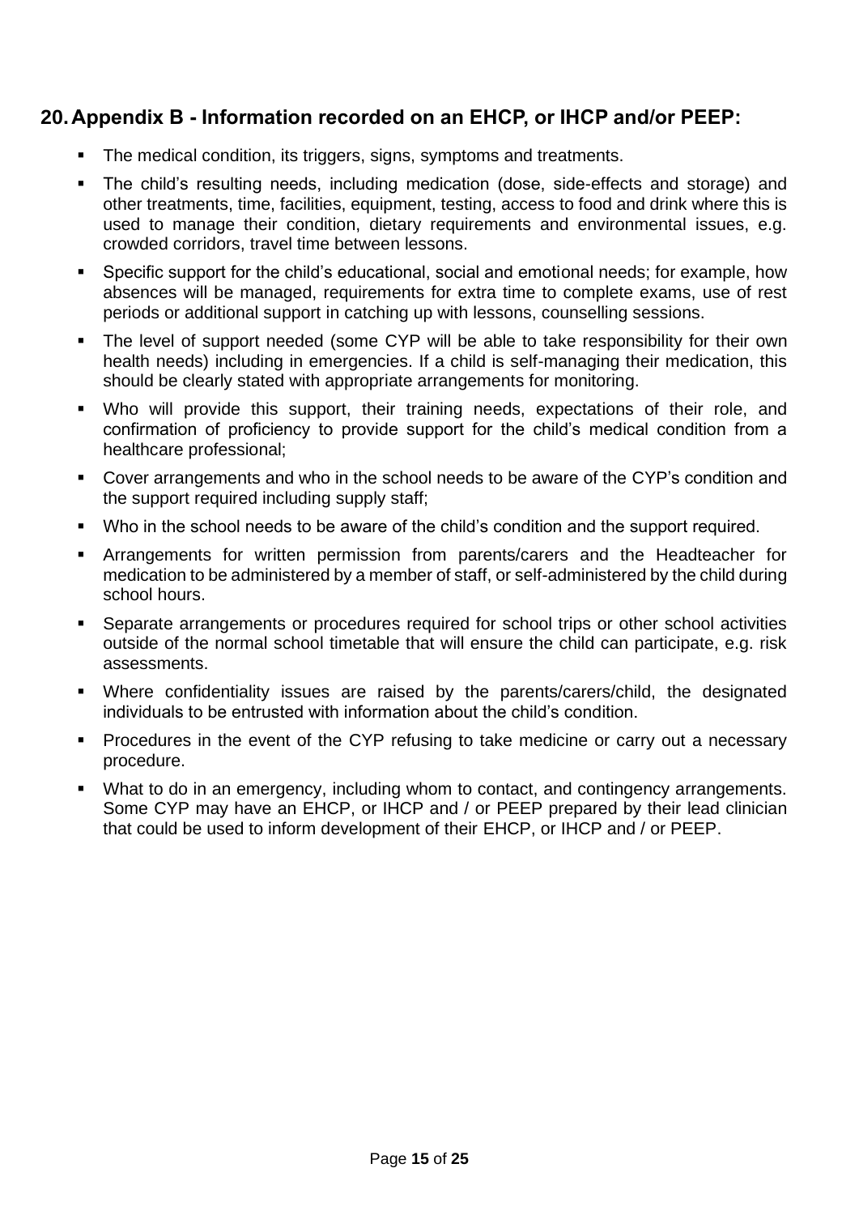## 20. Appendix B - Information recorded on an EHCP, or IHCP and/or PEEP:

- The medical condition, its triggers, signs, symptoms and treatments.
- The child's resulting needs, including medication (dose, side-effects and storage) and other treatments, time, facilities, equipment, testing, access to food and drink where this is used to manage their condition, dietary requirements and environmental issues, e.g. crowded corridors, travel time between lessons.
- Specific support for the child's educational, social and emotional needs; for example, how absences will be managed, requirements for extra time to complete exams, use of rest periods or additional support in catching up with lessons, counselling sessions.
- The level of support needed (some CYP will be able to take responsibility for their own health needs) including in emergencies. If a child is self-managing their medication, this should be clearly stated with appropriate arrangements for monitoring.
- Who will provide this support, their training needs, expectations of their role, and confirmation of proficiency to provide support for the child's medical condition from a healthcare professional;
- Cover arrangements and who in the school needs to be aware of the CYP's condition and the support required including supply staff;
- Who in the school needs to be aware of the child's condition and the support required.
- Arrangements for written permission from parents/carers and the Headteacher for medication to be administered by a member of staff, or self-administered by the child during school hours.
- Separate arrangements or procedures required for school trips or other school activities outside of the normal school timetable that will ensure the child can participate, e.g. risk assessments.
- Where confidentiality issues are raised by the parents/carers/child, the designated individuals to be entrusted with information about the child's condition.
- Procedures in the event of the CYP refusing to take medicine or carry out a necessary procedure.
- What to do in an emergency, including whom to contact, and contingency arrangements. Some CYP may have an EHCP, or IHCP and / or PEEP prepared by their lead clinician that could be used to inform development of their EHCP, or IHCP and / or PEEP.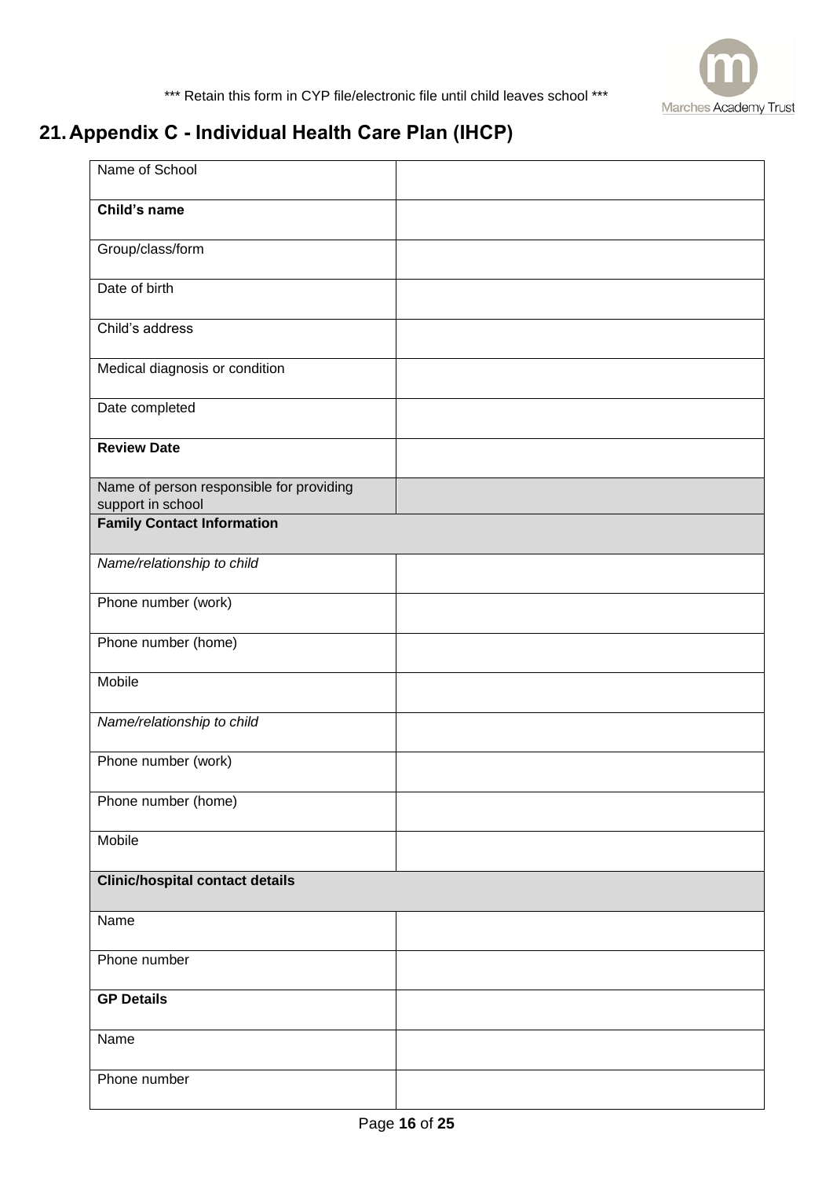*** Retain this form in CYP file/electronic file until child leaves school ***

## 21. Appendix C - Individual Health Care Plan (IHCP)

| Name of School | |
|---|---|
| **Child's name** | |
| Group/class/form | |
| Date of birth | |
| Child's address | |
| Medical diagnosis or condition | |
| Date completed | |
| **Review Date** | |
| Name of person responsible for providing support in school | |
| **Family Contact Information** | |
| *Name/relationship to child* | |
| Phone number (work) | |
| Phone number (home) | |
| Mobile | |
| *Name/relationship to child* | |
| Phone number (work) | |
| Phone number (home) | |
| Mobile | |
| **Clinic/hospital contact details** | |
| Name | |
| Phone number | |
| **GP Details** | |
| Name | |
| Phone number | |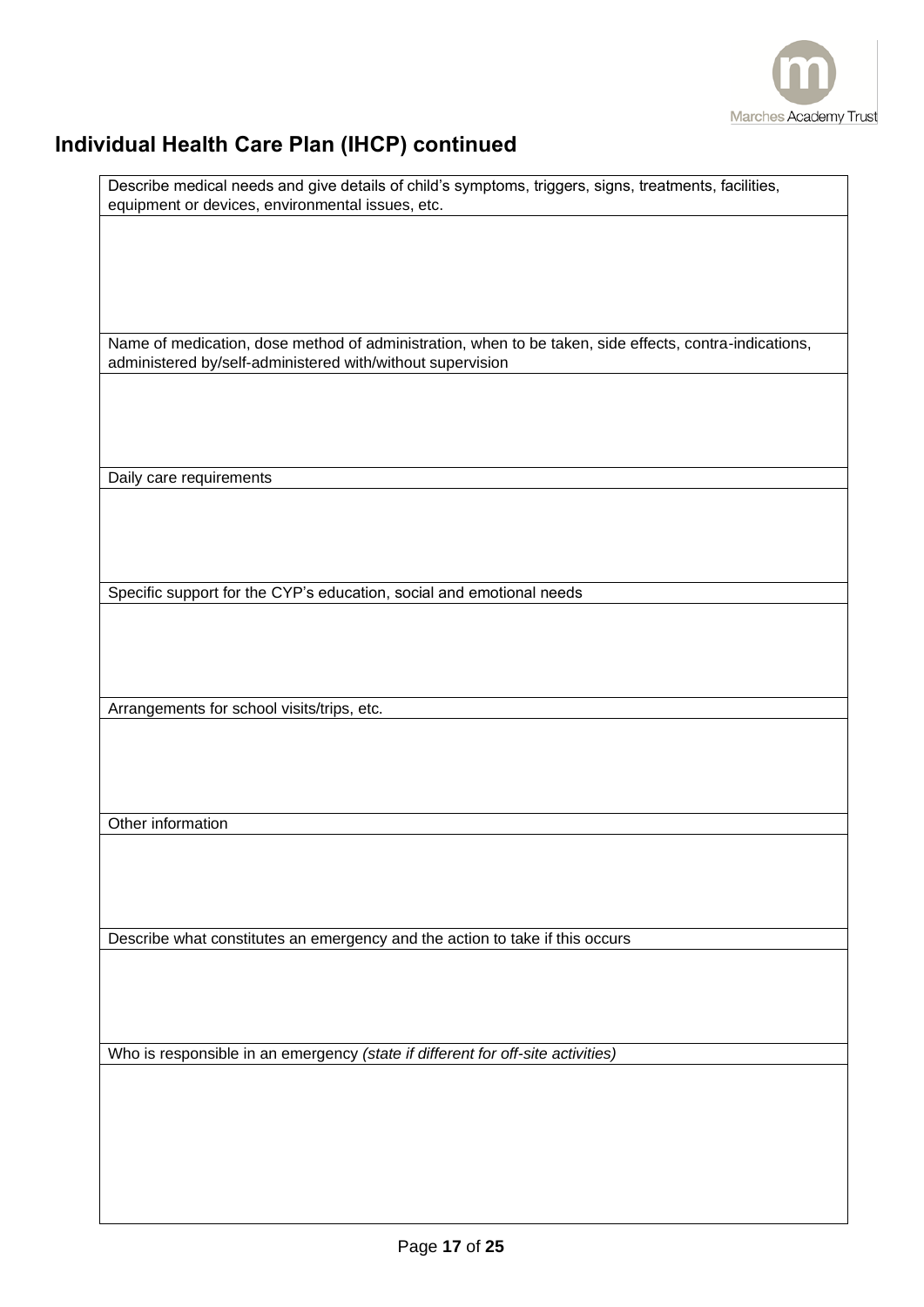## Individual Health Care Plan (IHCP) continued

| Describe medical needs and give details of child's symptoms, triggers, signs, treatments, facilities, equipment or devices, environmental issues, etc. |
|---|
| |
| Name of medication, dose method of administration, when to be taken, side effects, contra-indications, administered by/self-administered with/without supervision |
| |
| Daily care requirements |
| |
| Specific support for the CYP's education, social and emotional needs |
| |
| Arrangements for school visits/trips, etc. |
| |
| Other information |
| |
| Describe what constitutes an emergency and the action to take if this occurs |
| |
| Who is responsible in an emergency *(state if different for off-site activities)* |
| |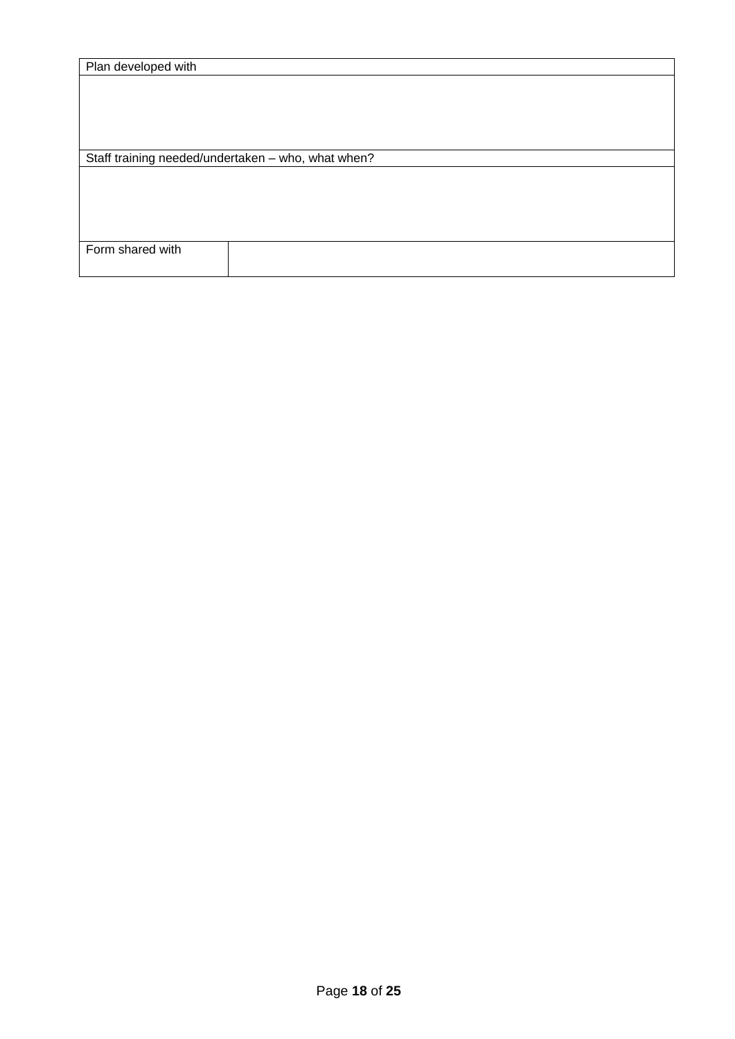| Plan developed with | |
|---|---|
| | |
| Staff training needed/undertaken – who, what when? | |
| | |
| Form shared with | |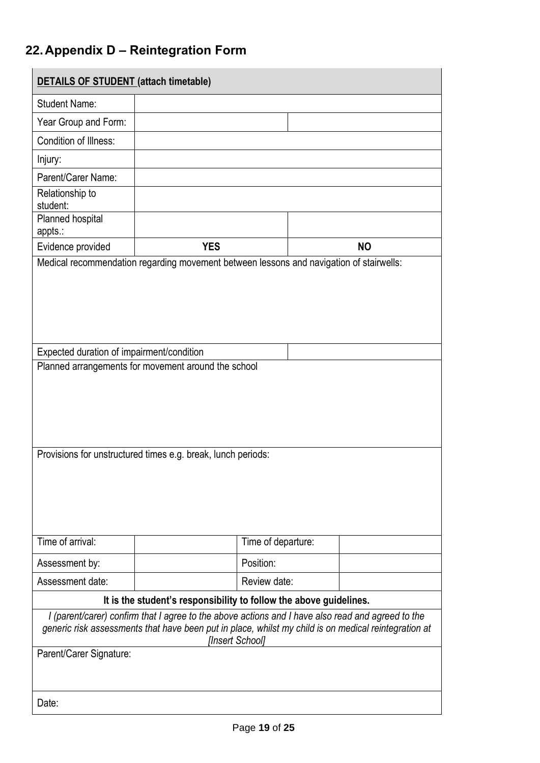## 22. Appendix D – Reintegration Form

| **DETAILS OF STUDENT (attach timetable)** | | | |
|---|---|---|---|
| Student Name: | | | |
| Year Group and Form: | | | |
| Condition of Illness: | | | |
| Injury: | | | |
| Parent/Carer Name: | | | |
| Relationship to student: | | | |
| Planned hospital appts.: | | | |
| Evidence provided | **YES** | | **NO** |
| Medical recommendation regarding movement between lessons and navigation of stairwells: | | | |
| Expected duration of impairment/condition | | | |
| Planned arrangements for movement around the school | | | |
| Provisions for unstructured times e.g. break, lunch periods: | | | |
| Time of arrival: | | Time of departure: | |
| Assessment by: | | Position: | |
| Assessment date: | | Review date: | |
| **It is the student's responsibility to follow the above guidelines.** | | | |
| *I (parent/carer) confirm that I agree to the above actions and I have also read and agreed to the generic risk assessments that have been put in place, whilst my child is on medical reintegration at [Insert School]* | | | |
| Parent/Carer Signature: | | | |
| Date: | | | |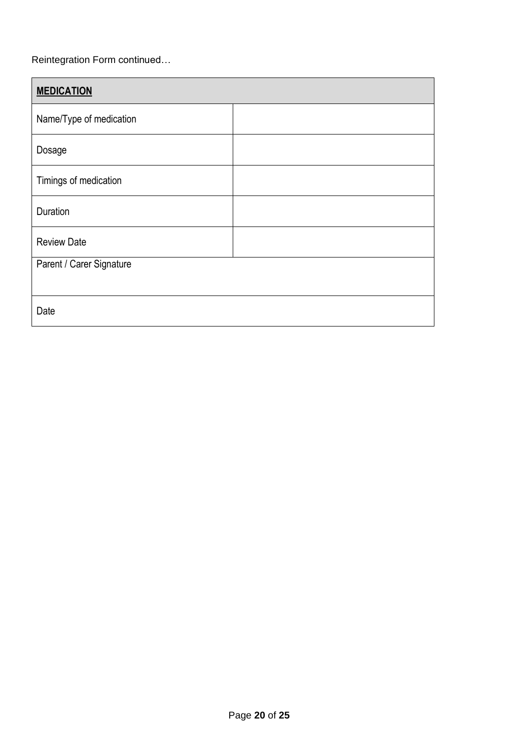Reintegration Form continued…

| **MEDICATION** | |
|---|---|
| Name/Type of medication | |
| Dosage | |
| Timings of medication | |
| Duration | |
| Review Date | |
| Parent / Carer Signature | |
| Date | |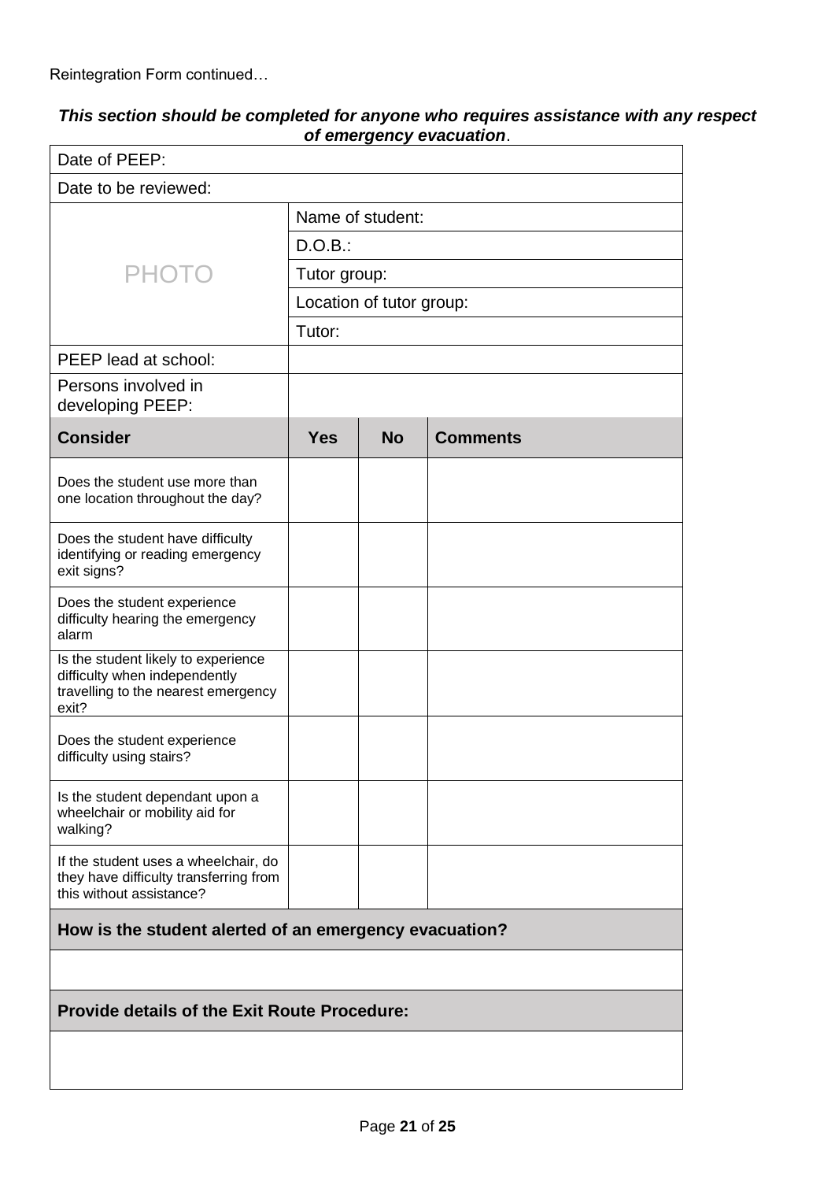Reintegration Form continued…

***This section should be completed for anyone who requires assistance with any respect of emergency evacuation*.**

| Date of PEEP: | | | |
|---|---|---|---|
| Date to be reviewed: | | | |
| PHOTO | Name of student: | | |
| | D.O.B.: | | |
| | Tutor group: | | |
| | Location of tutor group: | | |
| | Tutor: | | |
| PEEP lead at school: | | | |
| Persons involved in developing PEEP: | | | |
| **Consider** | **Yes** | **No** | **Comments** |
| Does the student use more than one location throughout the day? | | | |
| Does the student have difficulty identifying or reading emergency exit signs? | | | |
| Does the student experience difficulty hearing the emergency alarm | | | |
| Is the student likely to experience difficulty when independently travelling to the nearest emergency exit? | | | |
| Does the student experience difficulty using stairs? | | | |
| Is the student dependant upon a wheelchair or mobility aid for walking? | | | |
| If the student uses a wheelchair, do they have difficulty transferring from this without assistance? | | | |
| **How is the student alerted of an emergency evacuation?** | | | |
| | | | |
| **Provide details of the Exit Route Procedure:** | | | |
| | | | |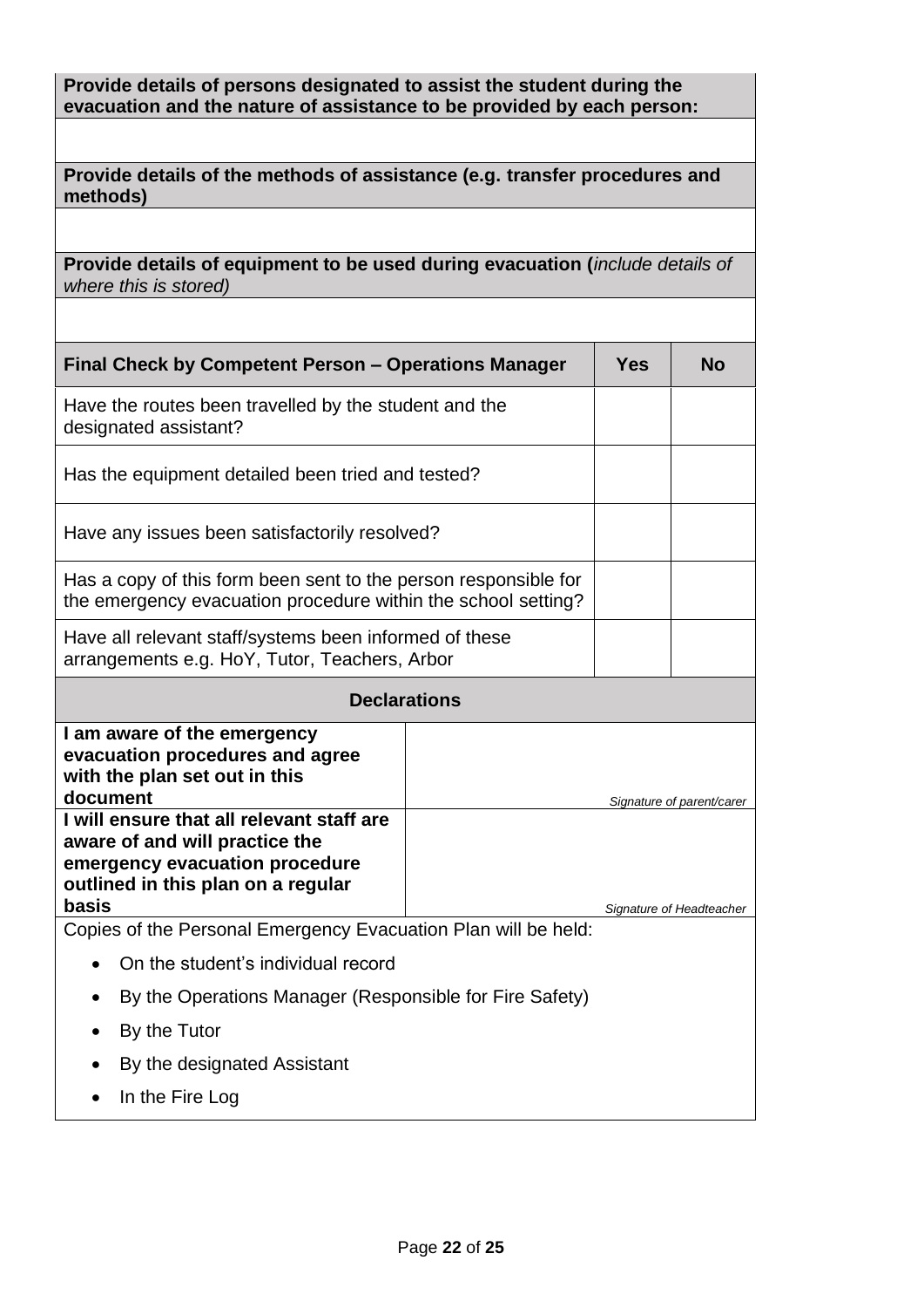| **Provide details of persons designated to assist the student during the evacuation and the nature of assistance to be provided by each person:** |
|---|
| |
| **Provide details of the methods of assistance (e.g. transfer procedures and methods)** |
| |
| **Provide details of equipment to be used during evacuation (***include details of where this is stored)* |
| |

| **Final Check by Competent Person – Operations Manager** | **Yes** | **No** |
|---|---|---|
| Have the routes been travelled by the student and the designated assistant? | | |
| Has the equipment detailed been tried and tested? | | |
| Have any issues been satisfactorily resolved? | | |
| Has a copy of this form been sent to the person responsible for the emergency evacuation procedure within the school setting? | | |
| Have all relevant staff/systems been informed of these arrangements e.g. HoY, Tutor, Teachers, Arbor | | |

| **Declarations** | |
|---|---|
| **I am aware of the emergency evacuation procedures and agree with the plan set out in this document** | *Signature of parent/carer* |
| **I will ensure that all relevant staff are aware of and will practice the emergency evacuation procedure outlined in this plan on a regular basis** | *Signature of Headteacher* |

Copies of the Personal Emergency Evacuation Plan will be held:

- On the student's individual record
- By the Operations Manager (Responsible for Fire Safety)
- By the Tutor
- By the designated Assistant
- In the Fire Log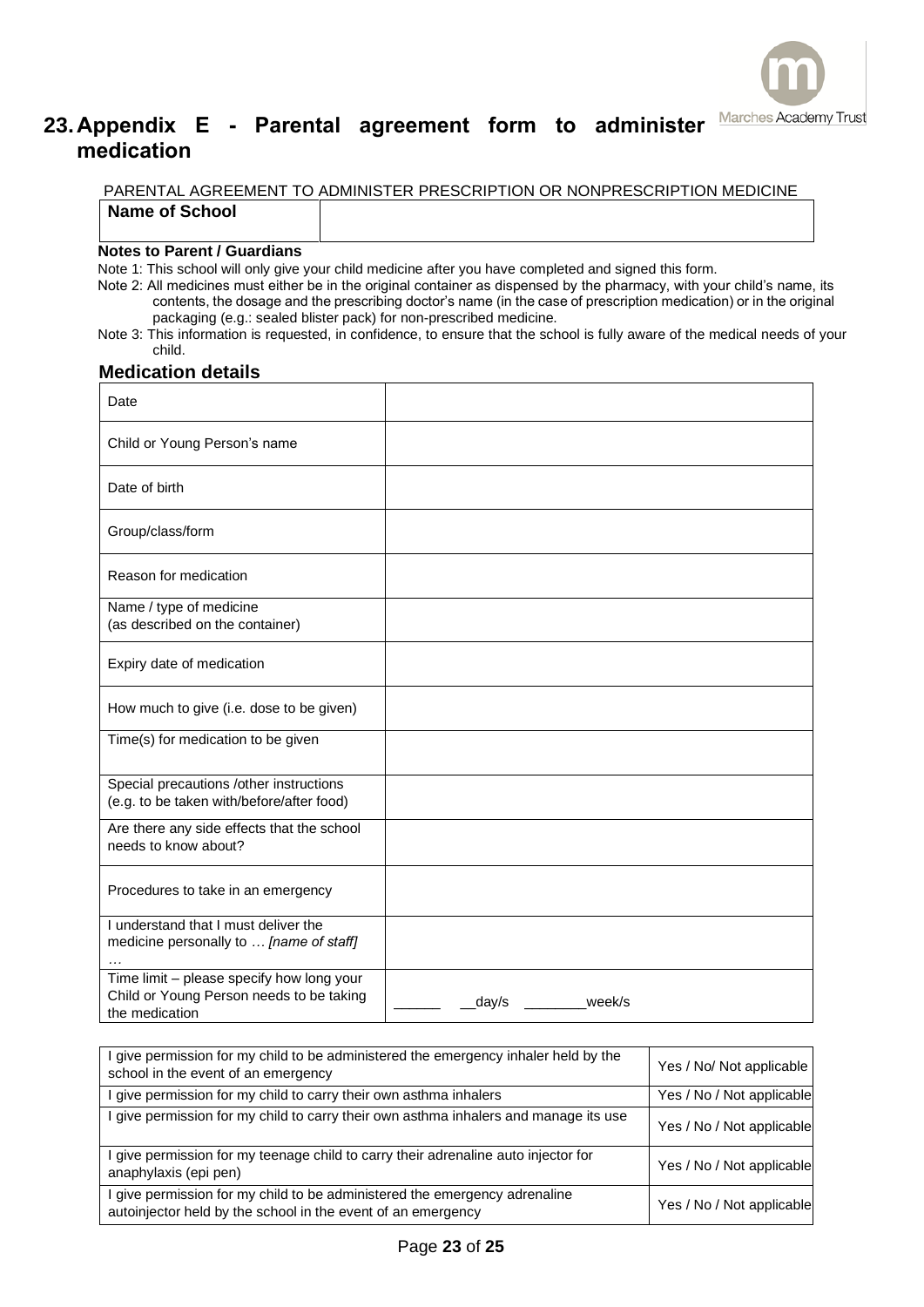## 23. Appendix E - Parental agreement form to administer medication

PARENTAL AGREEMENT TO ADMINISTER PRESCRIPTION OR NONPRESCRIPTION MEDICINE

| Name of School | |
|---|---|

**Notes to Parent / Guardians**

Note 1: This school will only give your child medicine after you have completed and signed this form.

Note 2: All medicines must either be in the original container as dispensed by the pharmacy, with your child's name, its contents, the dosage and the prescribing doctor's name (in the case of prescription medication) or in the original packaging (e.g.: sealed blister pack) for non-prescribed medicine.

Note 3: This information is requested, in confidence, to ensure that the school is fully aware of the medical needs of your child.

### Medication details

| | |
|---|---|
| Date | |
| Child or Young Person's name | |
| Date of birth | |
| Group/class/form | |
| Reason for medication | |
| Name / type of medicine (as described on the container) | |
| Expiry date of medication | |
| How much to give (i.e. dose to be given) | |
| Time(s) for medication to be given | |
| Special precautions /other instructions (e.g. to be taken with/before/after food) | |
| Are there any side effects that the school needs to know about? | |
| Procedures to take in an emergency | |
| I understand that I must deliver the medicine personally to … *[name of staff]* … | |
| Time limit – please specify how long your Child or Young Person needs to be taking the medication | ______ __day/s ________week/s |

| | |
|---|---|
| I give permission for my child to be administered the emergency inhaler held by the school in the event of an emergency | Yes / No/ Not applicable |
| I give permission for my child to carry their own asthma inhalers | Yes / No / Not applicable |
| I give permission for my child to carry their own asthma inhalers and manage its use | Yes / No / Not applicable |
| I give permission for my teenage child to carry their adrenaline auto injector for anaphylaxis (epi pen) | Yes / No / Not applicable |
| I give permission for my child to be administered the emergency adrenaline autoinjector held by the school in the event of an emergency | Yes / No / Not applicable |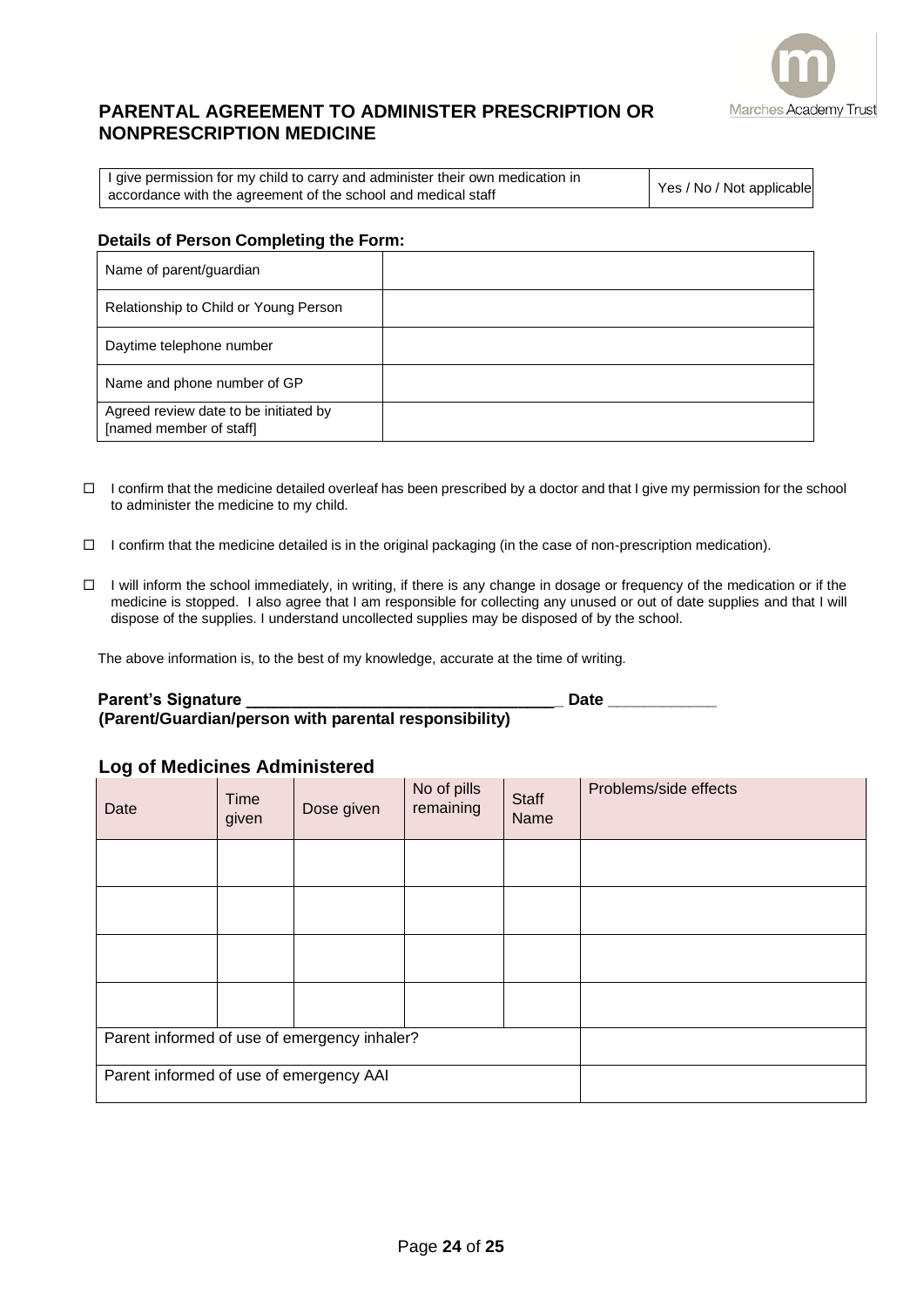## PARENTAL AGREEMENT TO ADMINISTER PRESCRIPTION OR NONPRESCRIPTION MEDICINE

| I give permission for my child to carry and administer their own medication in accordance with the agreement of the school and medical staff | Yes / No / Not applicable |
|---|---|

### Details of Person Completing the Form:

| | |
|---|---|
| Name of parent/guardian | |
| Relationship to Child or Young Person | |
| Daytime telephone number | |
| Name and phone number of GP | |
| Agreed review date to be initiated by [named member of staff] | |

- ☐ I confirm that the medicine detailed overleaf has been prescribed by a doctor and that I give my permission for the school to administer the medicine to my child.
- ☐ I confirm that the medicine detailed is in the original packaging (in the case of non-prescription medication).
- ☐ I will inform the school immediately, in writing, if there is any change in dosage or frequency of the medication or if the medicine is stopped. I also agree that I am responsible for collecting any unused or out of date supplies and that I will dispose of the supplies. I understand uncollected supplies may be disposed of by the school.

The above information is, to the best of my knowledge, accurate at the time of writing.

**Parent's Signature ___________________________________ Date ____________**
**(Parent/Guardian/person with parental responsibility)**

### Log of Medicines Administered

| Date | Time given | Dose given | No of pills remaining | Staff Name | Problems/side effects |
|---|---|---|---|---|---|
| | | | | | |
| | | | | | |
| | | | | | |
| | | | | | |
| Parent informed of use of emergency inhaler? | | | | | |
| Parent informed of use of emergency AAI | | | | | |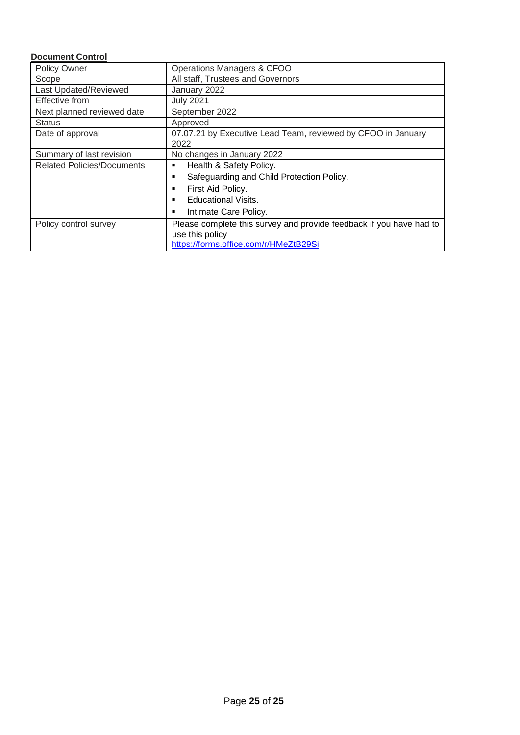**Document Control**

| | |
|---|---|
| Policy Owner | Operations Managers & CFOO |
| Scope | All staff, Trustees and Governors |
| Last Updated/Reviewed | January 2022 |
| Effective from | July 2021 |
| Next planned reviewed date | September 2022 |
| Status | Approved |
| Date of approval | 07.07.21 by Executive Lead Team, reviewed by CFOO in January 2022 |
| Summary of last revision | No changes in January 2022 |
| Related Policies/Documents | ▪ Health & Safety Policy.<br>▪ Safeguarding and Child Protection Policy.<br>▪ First Aid Policy.<br>▪ Educational Visits.<br>▪ Intimate Care Policy. |
| Policy control survey | Please complete this survey and provide feedback if you have had to use this policy<br>https://forms.office.com/r/HMeZtB29Si |